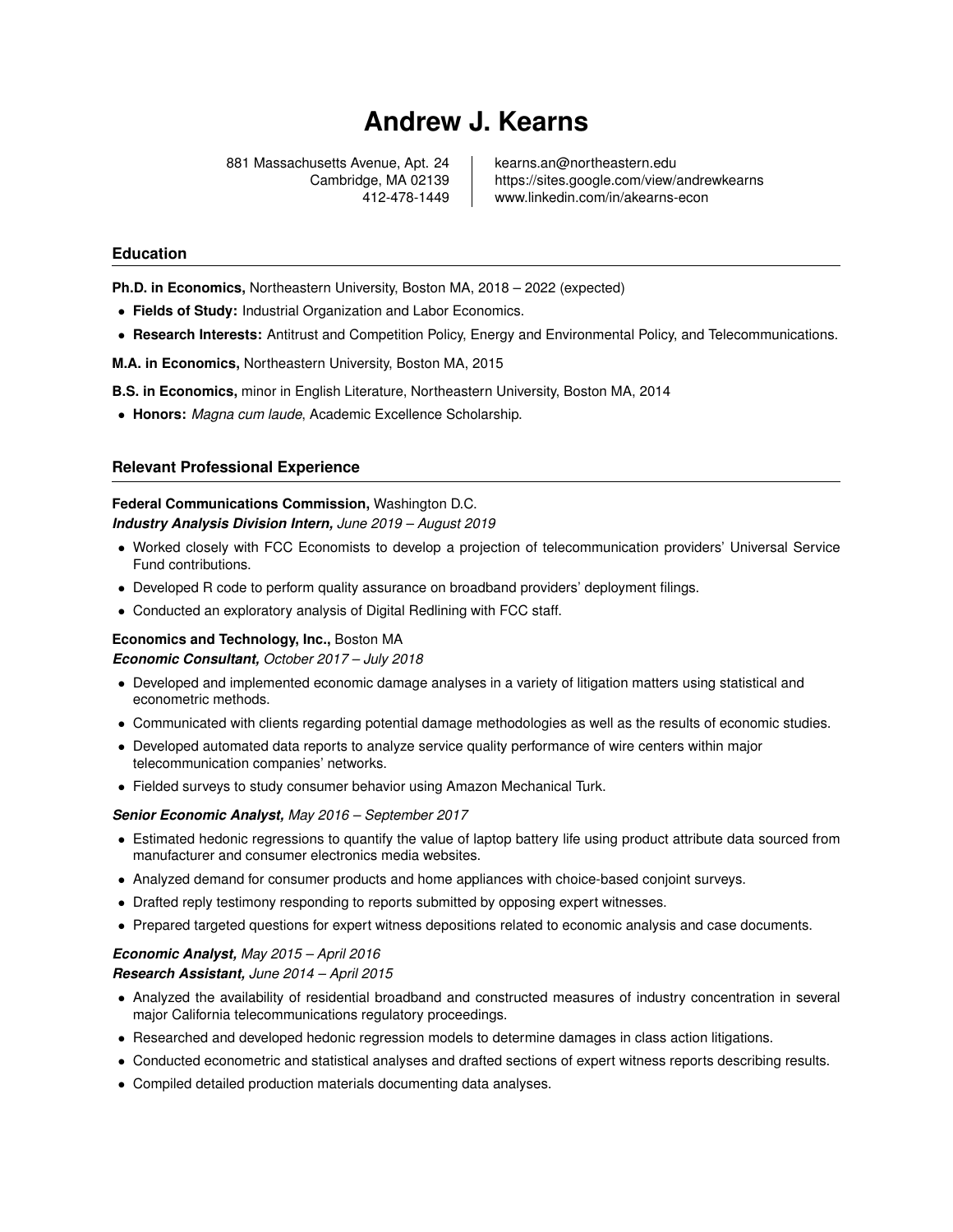# Andrew J. Kearns

881 Massachusetts Avenue, Apt. 24
Cambridge, MA 02139
412-478-1449

kearns.an@northeastern.edu
https://sites.google.com/view/andrewkearns
www.linkedin.com/in/akearns-econ

## Education

**Ph.D. in Economics,** Northeastern University, Boston MA, 2018 – 2022 (expected)

- **Fields of Study:** Industrial Organization and Labor Economics.
- **Research Interests:** Antitrust and Competition Policy, Energy and Environmental Policy, and Telecommunications.

**M.A. in Economics,** Northeastern University, Boston MA, 2015

**B.S. in Economics,** minor in English Literature, Northeastern University, Boston MA, 2014

- **Honors:** *Magna cum laude*, Academic Excellence Scholarship.

## Relevant Professional Experience

**Federal Communications Commission,** Washington D.C.
***Industry Analysis Division Intern,*** *June 2019 – August 2019*

- Worked closely with FCC Economists to develop a projection of telecommunication providers' Universal Service Fund contributions.
- Developed R code to perform quality assurance on broadband providers' deployment filings.
- Conducted an exploratory analysis of Digital Redlining with FCC staff.

**Economics and Technology, Inc.,** Boston MA
***Economic Consultant,*** *October 2017 – July 2018*

- Developed and implemented economic damage analyses in a variety of litigation matters using statistical and econometric methods.
- Communicated with clients regarding potential damage methodologies as well as the results of economic studies.
- Developed automated data reports to analyze service quality performance of wire centers within major telecommunication companies' networks.
- Fielded surveys to study consumer behavior using Amazon Mechanical Turk.

***Senior Economic Analyst,*** *May 2016 – September 2017*

- Estimated hedonic regressions to quantify the value of laptop battery life using product attribute data sourced from manufacturer and consumer electronics media websites.
- Analyzed demand for consumer products and home appliances with choice-based conjoint surveys.
- Drafted reply testimony responding to reports submitted by opposing expert witnesses.
- Prepared targeted questions for expert witness depositions related to economic analysis and case documents.

***Economic Analyst,*** *May 2015 – April 2016*
***Research Assistant,*** *June 2014 – April 2015*

- Analyzed the availability of residential broadband and constructed measures of industry concentration in several major California telecommunications regulatory proceedings.
- Researched and developed hedonic regression models to determine damages in class action litigations.
- Conducted econometric and statistical analyses and drafted sections of expert witness reports describing results.
- Compiled detailed production materials documenting data analyses.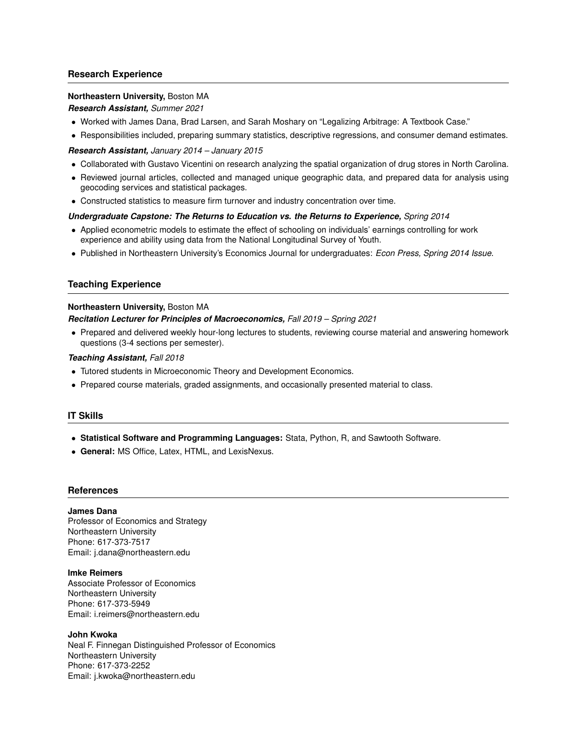## Research Experience

**Northeastern University,** Boston MA

***Research Assistant,*** *Summer 2021*

- Worked with James Dana, Brad Larsen, and Sarah Moshary on "Legalizing Arbitrage: A Textbook Case."
- Responsibilities included, preparing summary statistics, descriptive regressions, and consumer demand estimates.

***Research Assistant,*** *January 2014 – January 2015*

- Collaborated with Gustavo Vicentini on research analyzing the spatial organization of drug stores in North Carolina.
- Reviewed journal articles, collected and managed unique geographic data, and prepared data for analysis using geocoding services and statistical packages.
- Constructed statistics to measure firm turnover and industry concentration over time.

***Undergraduate Capstone: The Returns to Education vs. the Returns to Experience,*** *Spring 2014*

- Applied econometric models to estimate the effect of schooling on individuals' earnings controlling for work experience and ability using data from the National Longitudinal Survey of Youth.
- Published in Northeastern University's Economics Journal for undergraduates: *Econ Press, Spring 2014 Issue*.

## Teaching Experience

**Northeastern University,** Boston MA

***Recitation Lecturer for Principles of Macroeconomics,*** *Fall 2019 – Spring 2021*

- Prepared and delivered weekly hour-long lectures to students, reviewing course material and answering homework questions (3-4 sections per semester).

***Teaching Assistant,*** *Fall 2018*

- Tutored students in Microeconomic Theory and Development Economics.
- Prepared course materials, graded assignments, and occasionally presented material to class.

## IT Skills

- **Statistical Software and Programming Languages:** Stata, Python, R, and Sawtooth Software.
- **General:** MS Office, Latex, HTML, and LexisNexus.

## References

**James Dana**
Professor of Economics and Strategy
Northeastern University
Phone: 617-373-7517
Email: j.dana@northeastern.edu

**Imke Reimers**
Associate Professor of Economics
Northeastern University
Phone: 617-373-5949
Email: i.reimers@northeastern.edu

**John Kwoka**
Neal F. Finnegan Distinguished Professor of Economics
Northeastern University
Phone: 617-373-2252
Email: j.kwoka@northeastern.edu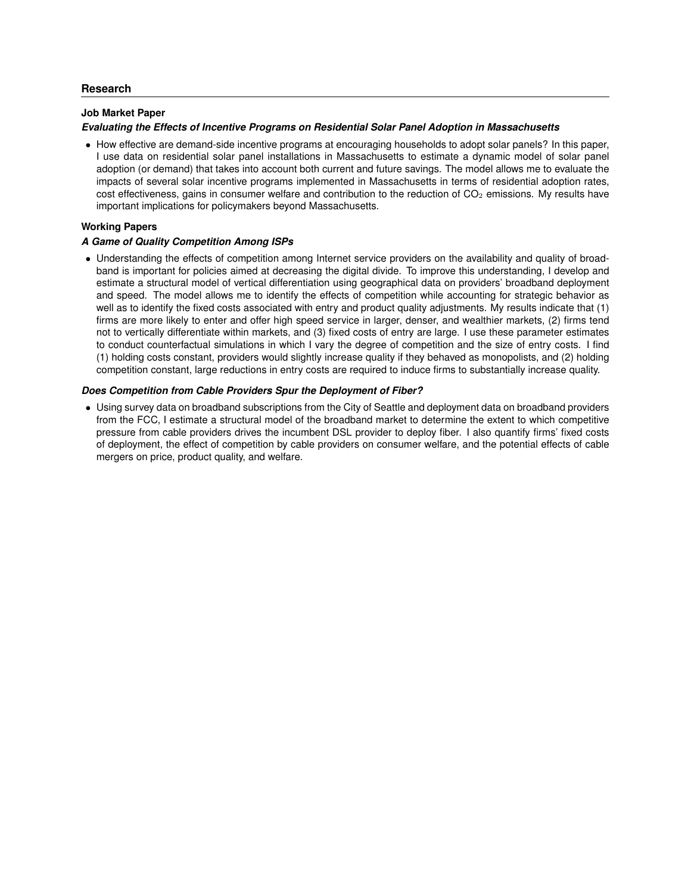## Research

### Job Market Paper

***Evaluating the Effects of Incentive Programs on Residential Solar Panel Adoption in Massachusetts***

- How effective are demand-side incentive programs at encouraging households to adopt solar panels? In this paper, I use data on residential solar panel installations in Massachusetts to estimate a dynamic model of solar panel adoption (or demand) that takes into account both current and future savings. The model allows me to evaluate the impacts of several solar incentive programs implemented in Massachusetts in terms of residential adoption rates, cost effectiveness, gains in consumer welfare and contribution to the reduction of $CO_2$ emissions. My results have important implications for policymakers beyond Massachusetts.

### Working Papers

***A Game of Quality Competition Among ISPs***

- Understanding the effects of competition among Internet service providers on the availability and quality of broadband is important for policies aimed at decreasing the digital divide. To improve this understanding, I develop and estimate a structural model of vertical differentiation using geographical data on providers' broadband deployment and speed. The model allows me to identify the effects of competition while accounting for strategic behavior as well as to identify the fixed costs associated with entry and product quality adjustments. My results indicate that (1) firms are more likely to enter and offer high speed service in larger, denser, and wealthier markets, (2) firms tend not to vertically differentiate within markets, and (3) fixed costs of entry are large. I use these parameter estimates to conduct counterfactual simulations in which I vary the degree of competition and the size of entry costs. I find (1) holding costs constant, providers would slightly increase quality if they behaved as monopolists, and (2) holding competition constant, large reductions in entry costs are required to induce firms to substantially increase quality.

***Does Competition from Cable Providers Spur the Deployment of Fiber?***

- Using survey data on broadband subscriptions from the City of Seattle and deployment data on broadband providers from the FCC, I estimate a structural model of the broadband market to determine the extent to which competitive pressure from cable providers drives the incumbent DSL provider to deploy fiber. I also quantify firms' fixed costs of deployment, the effect of competition by cable providers on consumer welfare, and the potential effects of cable mergers on price, product quality, and welfare.